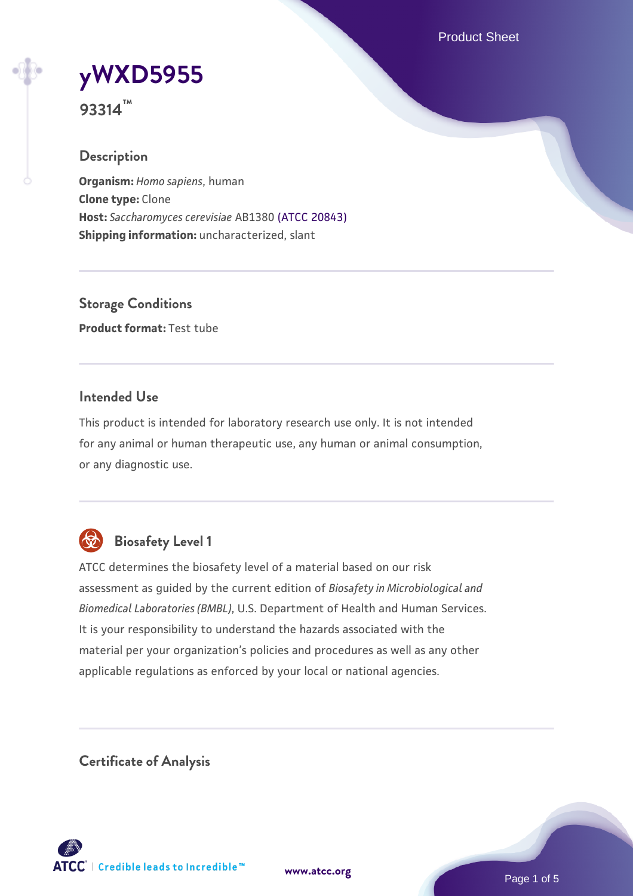# yWXD5955

**93314™**

## Description

**Organism:** *Homo sapiens*, human
**Clone type:** Clone
**Host:** *Saccharomyces cerevisiae* AB1380 (ATCC 20843)
**Shipping information:** uncharacterized, slant

## Storage Conditions

**Product format:** Test tube

## Intended Use

This product is intended for laboratory research use only. It is not intended for any animal or human therapeutic use, any human or animal consumption, or any diagnostic use.

## Biosafety Level 1

ATCC determines the biosafety level of a material based on our risk assessment as guided by the current edition of *Biosafety in Microbiological and Biomedical Laboratories (BMBL)*, U.S. Department of Health and Human Services. It is your responsibility to understand the hazards associated with the material per your organization's policies and procedures as well as any other applicable regulations as enforced by your local or national agencies.

## Certificate of Analysis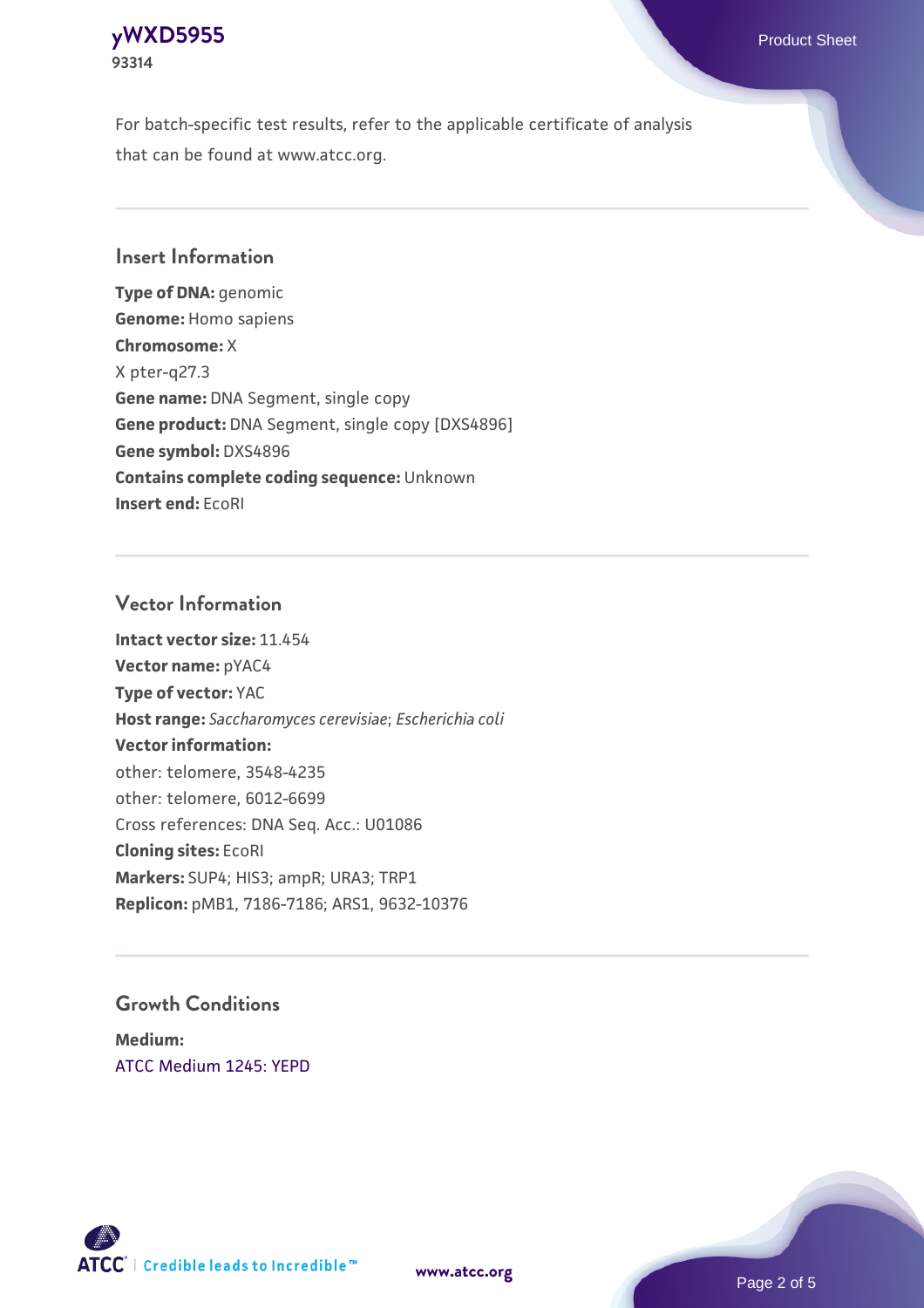For batch-specific test results, refer to the applicable certificate of analysis that can be found at www.atcc.org.

## Insert Information

**Type of DNA:** genomic
**Genome:** Homo sapiens
**Chromosome:** X
X pter-q27.3
**Gene name:** DNA Segment, single copy
**Gene product:** DNA Segment, single copy [DXS4896]
**Gene symbol:** DXS4896
**Contains complete coding sequence:** Unknown
**Insert end:** EcoRI

## Vector Information

**Intact vector size:** 11.454
**Vector name:** pYAC4
**Type of vector:** YAC
**Host range:** *Saccharomyces cerevisiae*; *Escherichia coli*
**Vector information:**
other: telomere, 3548-4235
other: telomere, 6012-6699
Cross references: DNA Seq. Acc.: U01086
**Cloning sites:** EcoRI
**Markers:** SUP4; HIS3; ampR; URA3; TRP1
**Replicon:** pMB1, 7186-7186; ARS1, 9632-10376

## Growth Conditions

**Medium:**
ATCC Medium 1245: YEPD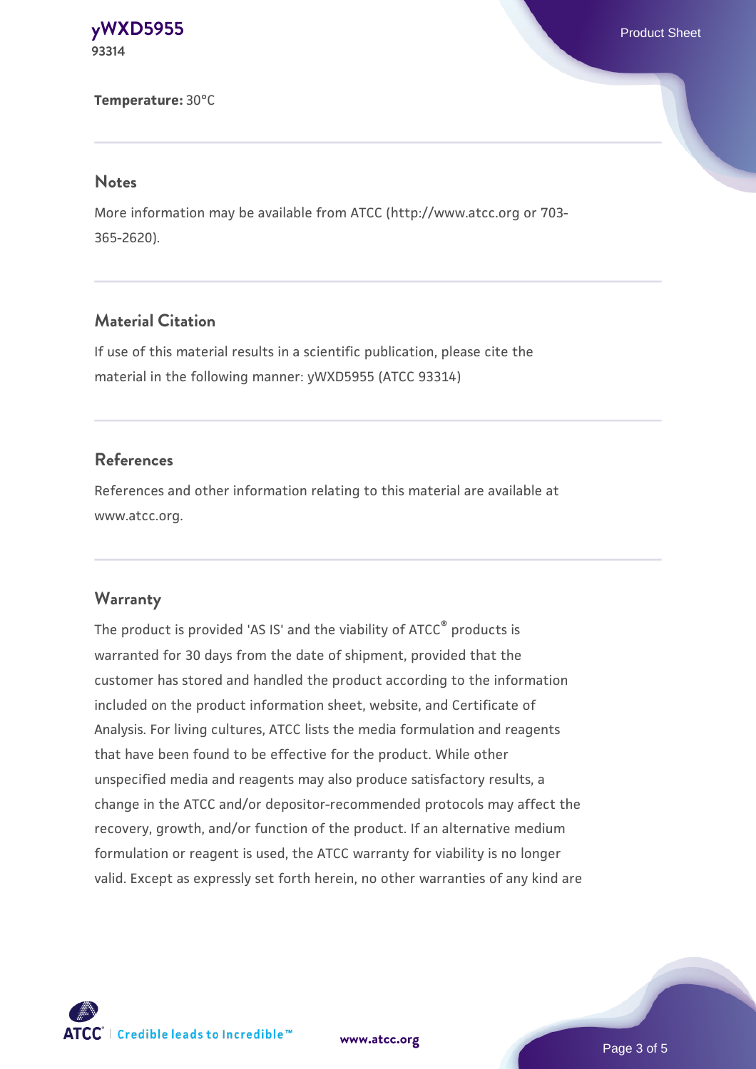**Temperature:** 30°C

## Notes

More information may be available from ATCC (http://www.atcc.org or 703-365-2620).

## Material Citation

If use of this material results in a scientific publication, please cite the material in the following manner: yWXD5955 (ATCC 93314)

## References

References and other information relating to this material are available at www.atcc.org.

## Warranty

The product is provided 'AS IS' and the viability of ATCC® products is warranted for 30 days from the date of shipment, provided that the customer has stored and handled the product according to the information included on the product information sheet, website, and Certificate of Analysis. For living cultures, ATCC lists the media formulation and reagents that have been found to be effective for the product. While other unspecified media and reagents may also produce satisfactory results, a change in the ATCC and/or depositor-recommended protocols may affect the recovery, growth, and/or function of the product. If an alternative medium formulation or reagent is used, the ATCC warranty for viability is no longer valid. Except as expressly set forth herein, no other warranties of any kind are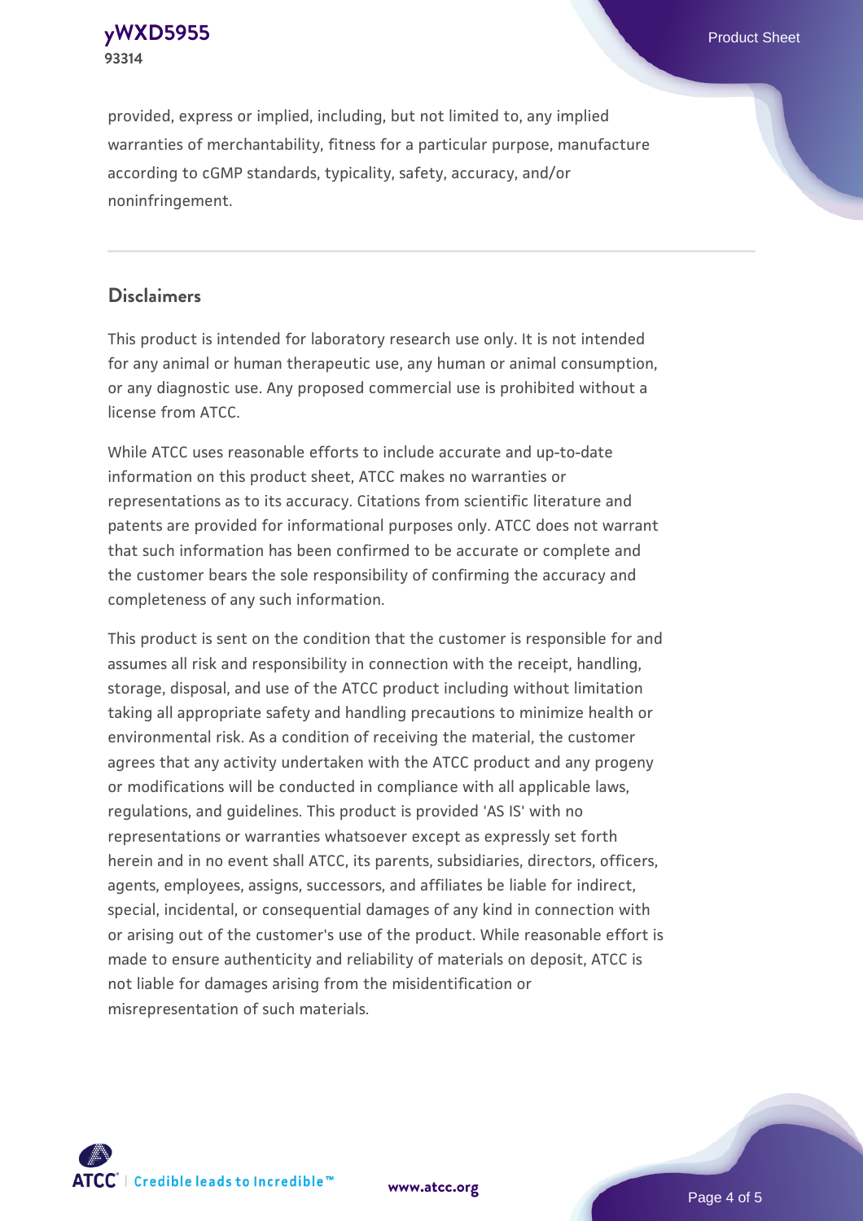provided, express or implied, including, but not limited to, any implied warranties of merchantability, fitness for a particular purpose, manufacture according to cGMP standards, typicality, safety, accuracy, and/or noninfringement.

## Disclaimers

This product is intended for laboratory research use only. It is not intended for any animal or human therapeutic use, any human or animal consumption, or any diagnostic use. Any proposed commercial use is prohibited without a license from ATCC.

While ATCC uses reasonable efforts to include accurate and up-to-date information on this product sheet, ATCC makes no warranties or representations as to its accuracy. Citations from scientific literature and patents are provided for informational purposes only. ATCC does not warrant that such information has been confirmed to be accurate or complete and the customer bears the sole responsibility of confirming the accuracy and completeness of any such information.

This product is sent on the condition that the customer is responsible for and assumes all risk and responsibility in connection with the receipt, handling, storage, disposal, and use of the ATCC product including without limitation taking all appropriate safety and handling precautions to minimize health or environmental risk. As a condition of receiving the material, the customer agrees that any activity undertaken with the ATCC product and any progeny or modifications will be conducted in compliance with all applicable laws, regulations, and guidelines. This product is provided 'AS IS' with no representations or warranties whatsoever except as expressly set forth herein and in no event shall ATCC, its parents, subsidiaries, directors, officers, agents, employees, assigns, successors, and affiliates be liable for indirect, special, incidental, or consequential damages of any kind in connection with or arising out of the customer's use of the product. While reasonable effort is made to ensure authenticity and reliability of materials on deposit, ATCC is not liable for damages arising from the misidentification or misrepresentation of such materials.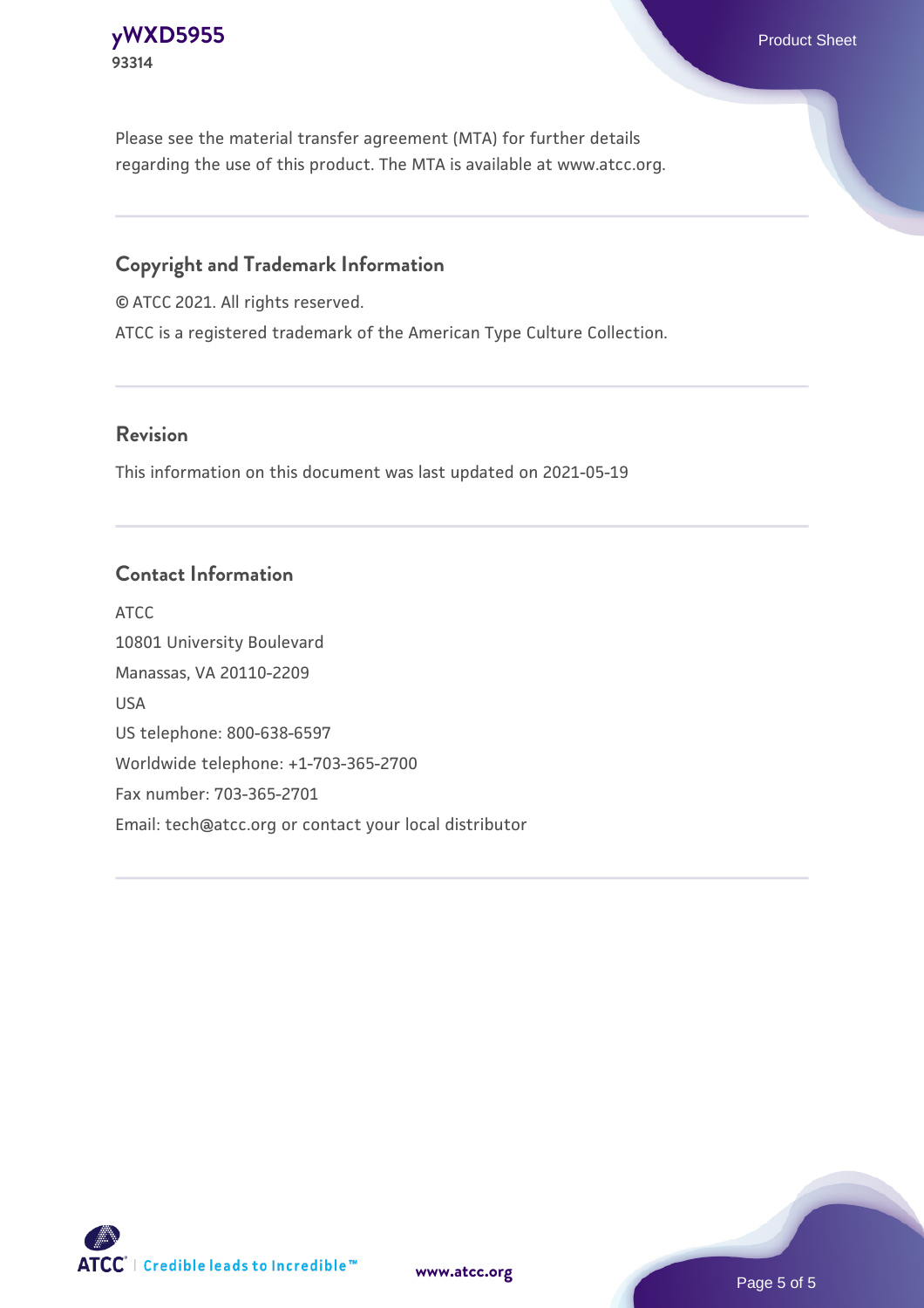Please see the material transfer agreement (MTA) for further details regarding the use of this product. The MTA is available at www.atcc.org.

## Copyright and Trademark Information

© ATCC 2021. All rights reserved.

ATCC is a registered trademark of the American Type Culture Collection.

## Revision

This information on this document was last updated on 2021-05-19

## Contact Information

ATCC
10801 University Boulevard
Manassas, VA 20110-2209
USA
US telephone: 800-638-6597
Worldwide telephone: +1-703-365-2700
Fax number: 703-365-2701
Email: tech@atcc.org or contact your local distributor